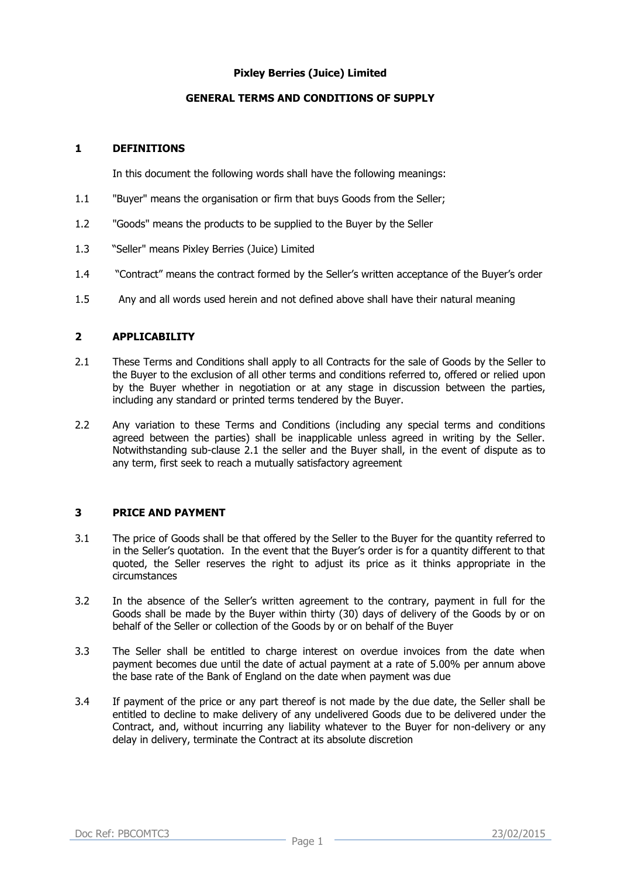**Pixley Berries (Juice) Limited**

**GENERAL TERMS AND CONDITIONS OF SUPPLY**

## 1 DEFINITIONS

In this document the following words shall have the following meanings:

1.1 "Buyer" means the organisation or firm that buys Goods from the Seller;

1.2 "Goods" means the products to be supplied to the Buyer by the Seller

1.3 "Seller" means Pixley Berries (Juice) Limited

1.4 "Contract" means the contract formed by the Seller's written acceptance of the Buyer's order

1.5 Any and all words used herein and not defined above shall have their natural meaning

## 2 APPLICABILITY

2.1 These Terms and Conditions shall apply to all Contracts for the sale of Goods by the Seller to the Buyer to the exclusion of all other terms and conditions referred to, offered or relied upon by the Buyer whether in negotiation or at any stage in discussion between the parties, including any standard or printed terms tendered by the Buyer.

2.2 Any variation to these Terms and Conditions (including any special terms and conditions agreed between the parties) shall be inapplicable unless agreed in writing by the Seller. Notwithstanding sub-clause 2.1 the seller and the Buyer shall, in the event of dispute as to any term, first seek to reach a mutually satisfactory agreement

## 3 PRICE AND PAYMENT

3.1 The price of Goods shall be that offered by the Seller to the Buyer for the quantity referred to in the Seller's quotation. In the event that the Buyer's order is for a quantity different to that quoted, the Seller reserves the right to adjust its price as it thinks appropriate in the circumstances

3.2 In the absence of the Seller's written agreement to the contrary, payment in full for the Goods shall be made by the Buyer within thirty (30) days of delivery of the Goods by or on behalf of the Seller or collection of the Goods by or on behalf of the Buyer

3.3 The Seller shall be entitled to charge interest on overdue invoices from the date when payment becomes due until the date of actual payment at a rate of 5.00% per annum above the base rate of the Bank of England on the date when payment was due

3.4 If payment of the price or any part thereof is not made by the due date, the Seller shall be entitled to decline to make delivery of any undelivered Goods due to be delivered under the Contract, and, without incurring any liability whatever to the Buyer for non-delivery or any delay in delivery, terminate the Contract at its absolute discretion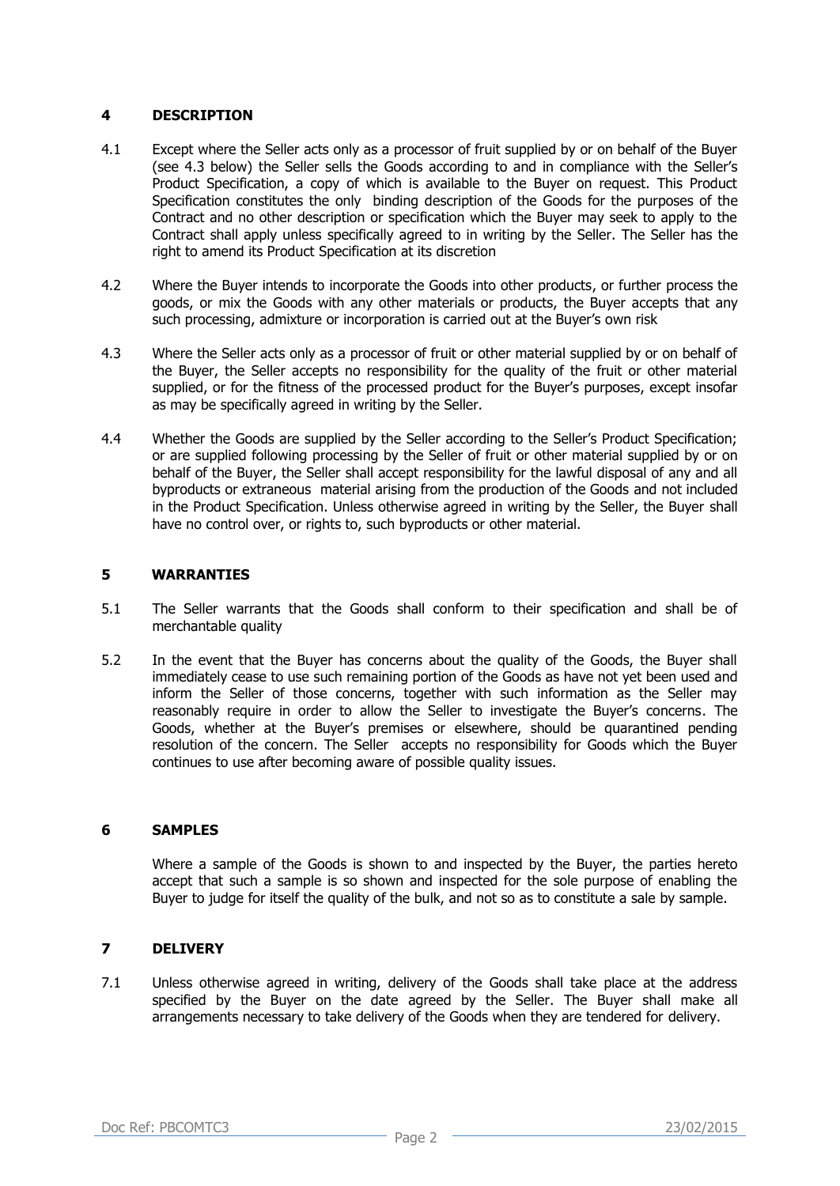## 4 DESCRIPTION

4.1 Except where the Seller acts only as a processor of fruit supplied by or on behalf of the Buyer (see 4.3 below) the Seller sells the Goods according to and in compliance with the Seller's Product Specification, a copy of which is available to the Buyer on request. This Product Specification constitutes the only binding description of the Goods for the purposes of the Contract and no other description or specification which the Buyer may seek to apply to the Contract shall apply unless specifically agreed to in writing by the Seller. The Seller has the right to amend its Product Specification at its discretion

4.2 Where the Buyer intends to incorporate the Goods into other products, or further process the goods, or mix the Goods with any other materials or products, the Buyer accepts that any such processing, admixture or incorporation is carried out at the Buyer's own risk

4.3 Where the Seller acts only as a processor of fruit or other material supplied by or on behalf of the Buyer, the Seller accepts no responsibility for the quality of the fruit or other material supplied, or for the fitness of the processed product for the Buyer's purposes, except insofar as may be specifically agreed in writing by the Seller.

4.4 Whether the Goods are supplied by the Seller according to the Seller's Product Specification; or are supplied following processing by the Seller of fruit or other material supplied by or on behalf of the Buyer, the Seller shall accept responsibility for the lawful disposal of any and all byproducts or extraneous material arising from the production of the Goods and not included in the Product Specification. Unless otherwise agreed in writing by the Seller, the Buyer shall have no control over, or rights to, such byproducts or other material.

## 5 WARRANTIES

5.1 The Seller warrants that the Goods shall conform to their specification and shall be of merchantable quality

5.2 In the event that the Buyer has concerns about the quality of the Goods, the Buyer shall immediately cease to use such remaining portion of the Goods as have not yet been used and inform the Seller of those concerns, together with such information as the Seller may reasonably require in order to allow the Seller to investigate the Buyer's concerns. The Goods, whether at the Buyer's premises or elsewhere, should be quarantined pending resolution of the concern. The Seller accepts no responsibility for Goods which the Buyer continues to use after becoming aware of possible quality issues.

## 6 SAMPLES

Where a sample of the Goods is shown to and inspected by the Buyer, the parties hereto accept that such a sample is so shown and inspected for the sole purpose of enabling the Buyer to judge for itself the quality of the bulk, and not so as to constitute a sale by sample.

## 7 DELIVERY

7.1 Unless otherwise agreed in writing, delivery of the Goods shall take place at the address specified by the Buyer on the date agreed by the Seller. The Buyer shall make all arrangements necessary to take delivery of the Goods when they are tendered for delivery.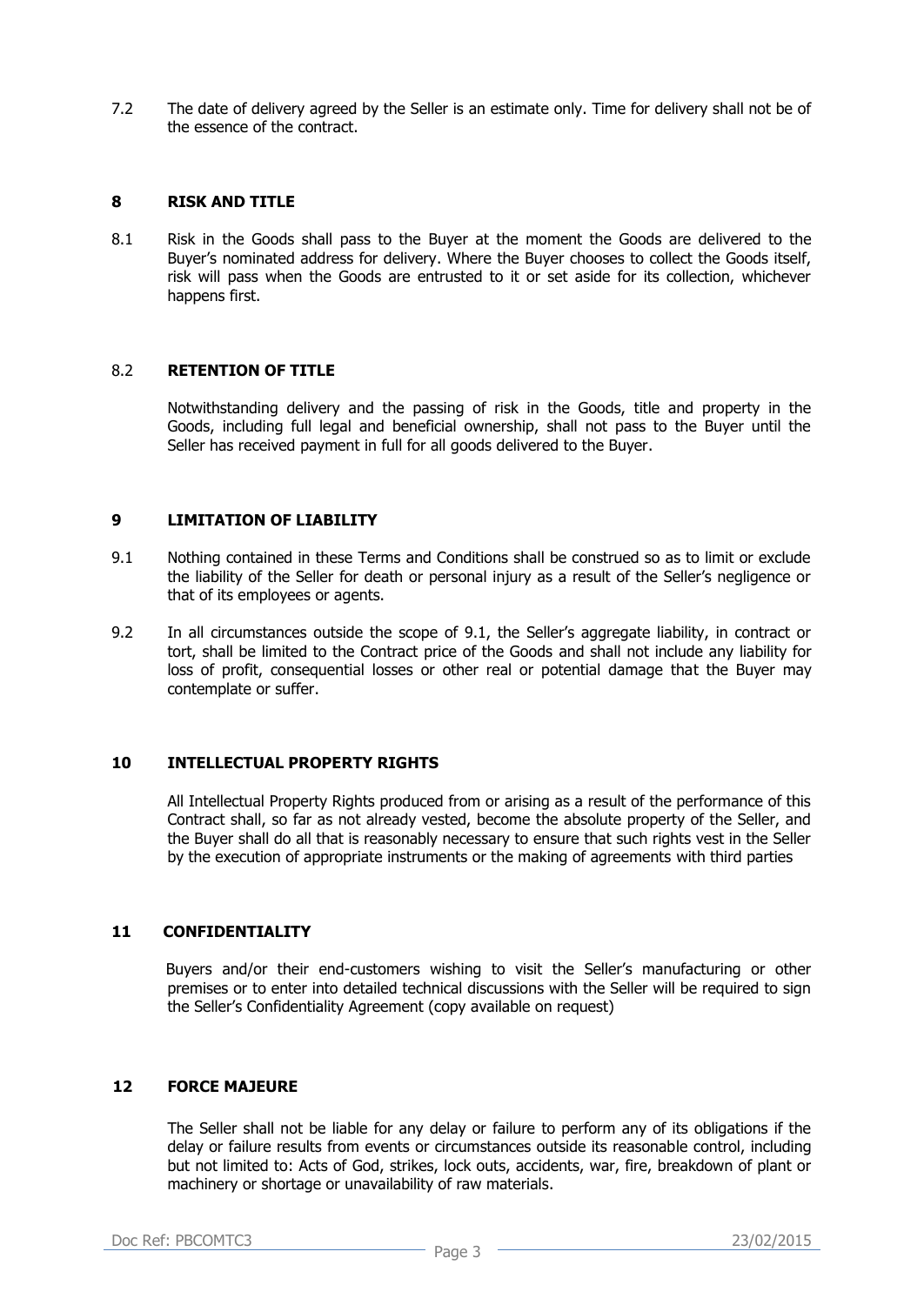7.2 The date of delivery agreed by the Seller is an estimate only. Time for delivery shall not be of the essence of the contract.

## 8 RISK AND TITLE

8.1 Risk in the Goods shall pass to the Buyer at the moment the Goods are delivered to the Buyer's nominated address for delivery. Where the Buyer chooses to collect the Goods itself, risk will pass when the Goods are entrusted to it or set aside for its collection, whichever happens first.

### 8.2 RETENTION OF TITLE

Notwithstanding delivery and the passing of risk in the Goods, title and property in the Goods, including full legal and beneficial ownership, shall not pass to the Buyer until the Seller has received payment in full for all goods delivered to the Buyer.

## 9 LIMITATION OF LIABILITY

9.1 Nothing contained in these Terms and Conditions shall be construed so as to limit or exclude the liability of the Seller for death or personal injury as a result of the Seller's negligence or that of its employees or agents.

9.2 In all circumstances outside the scope of 9.1, the Seller's aggregate liability, in contract or tort, shall be limited to the Contract price of the Goods and shall not include any liability for loss of profit, consequential losses or other real or potential damage that the Buyer may contemplate or suffer.

## 10 INTELLECTUAL PROPERTY RIGHTS

All Intellectual Property Rights produced from or arising as a result of the performance of this Contract shall, so far as not already vested, become the absolute property of the Seller, and the Buyer shall do all that is reasonably necessary to ensure that such rights vest in the Seller by the execution of appropriate instruments or the making of agreements with third parties

## 11 CONFIDENTIALITY

Buyers and/or their end-customers wishing to visit the Seller's manufacturing or other premises or to enter into detailed technical discussions with the Seller will be required to sign the Seller's Confidentiality Agreement (copy available on request)

## 12 FORCE MAJEURE

The Seller shall not be liable for any delay or failure to perform any of its obligations if the delay or failure results from events or circumstances outside its reasonable control, including but not limited to: Acts of God, strikes, lock outs, accidents, war, fire, breakdown of plant or machinery or shortage or unavailability of raw materials.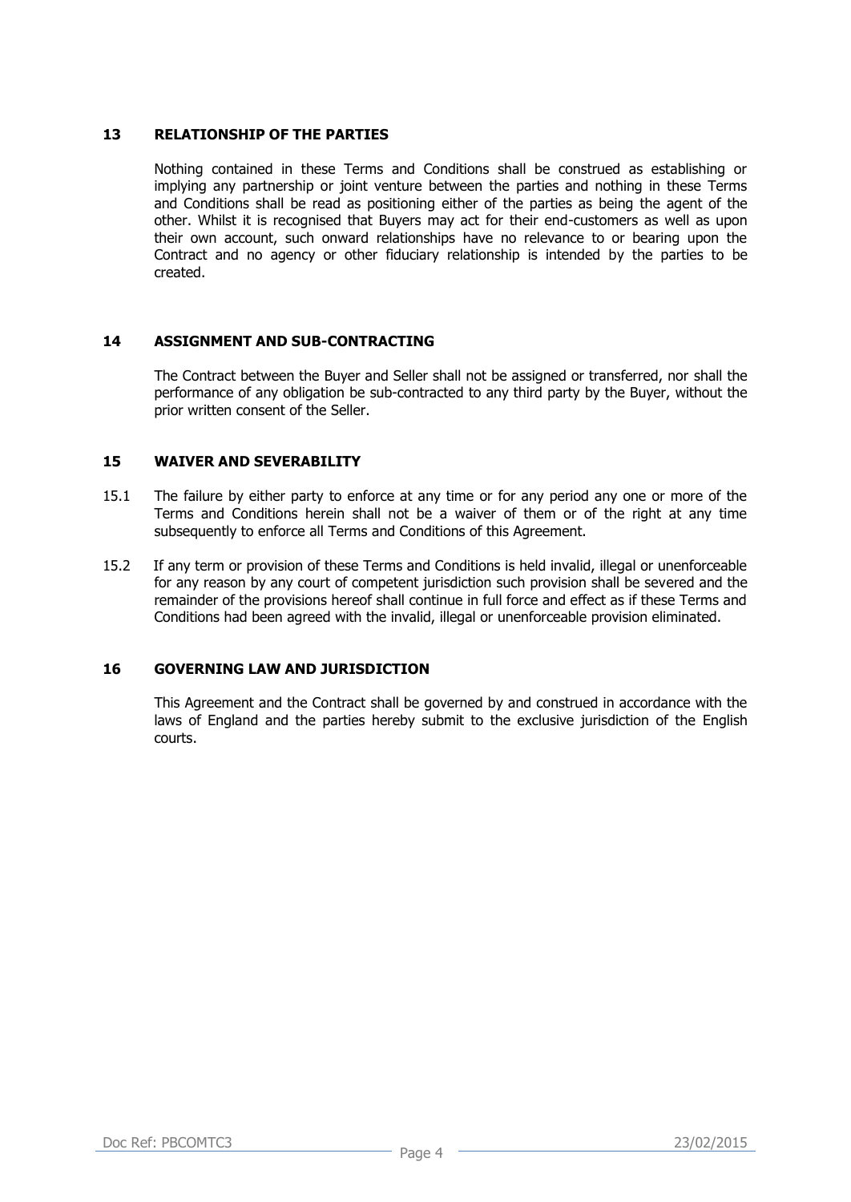## 13 RELATIONSHIP OF THE PARTIES

Nothing contained in these Terms and Conditions shall be construed as establishing or implying any partnership or joint venture between the parties and nothing in these Terms and Conditions shall be read as positioning either of the parties as being the agent of the other. Whilst it is recognised that Buyers may act for their end-customers as well as upon their own account, such onward relationships have no relevance to or bearing upon the Contract and no agency or other fiduciary relationship is intended by the parties to be created.

## 14 ASSIGNMENT AND SUB-CONTRACTING

The Contract between the Buyer and Seller shall not be assigned or transferred, nor shall the performance of any obligation be sub-contracted to any third party by the Buyer, without the prior written consent of the Seller.

## 15 WAIVER AND SEVERABILITY

15.1 The failure by either party to enforce at any time or for any period any one or more of the Terms and Conditions herein shall not be a waiver of them or of the right at any time subsequently to enforce all Terms and Conditions of this Agreement.

15.2 If any term or provision of these Terms and Conditions is held invalid, illegal or unenforceable for any reason by any court of competent jurisdiction such provision shall be severed and the remainder of the provisions hereof shall continue in full force and effect as if these Terms and Conditions had been agreed with the invalid, illegal or unenforceable provision eliminated.

## 16 GOVERNING LAW AND JURISDICTION

This Agreement and the Contract shall be governed by and construed in accordance with the laws of England and the parties hereby submit to the exclusive jurisdiction of the English courts.